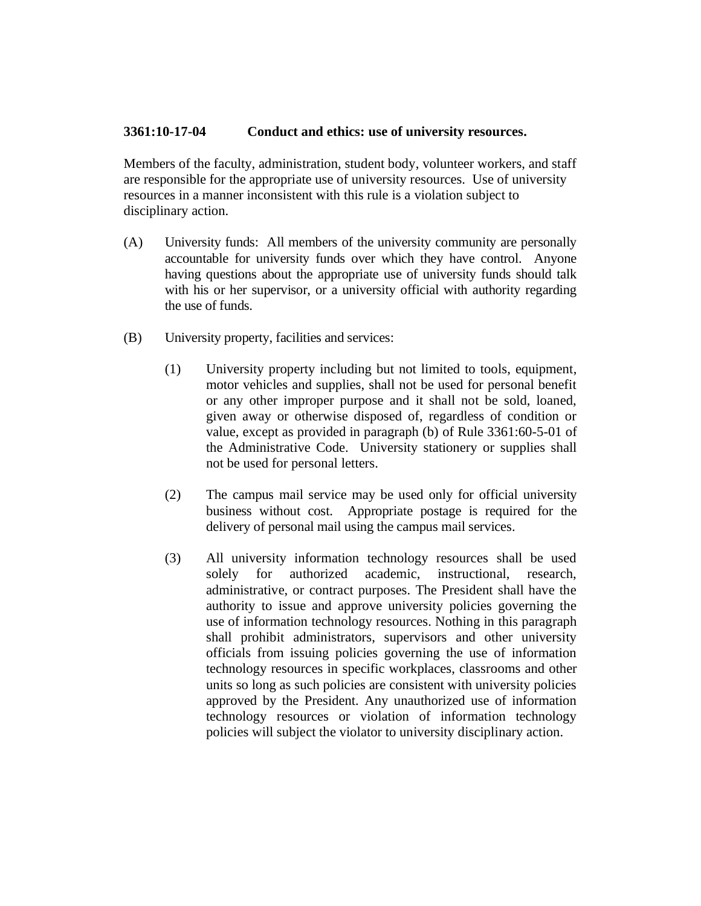**3361:10-17-04 Conduct and ethics: use of university resources.**

Members of the faculty, administration, student body, volunteer workers, and staff are responsible for the appropriate use of university resources. Use of university resources in a manner inconsistent with this rule is a violation subject to disciplinary action.

(A) University funds: All members of the university community are personally accountable for university funds over which they have control. Anyone having questions about the appropriate use of university funds should talk with his or her supervisor, or a university official with authority regarding the use of funds.

(B) University property, facilities and services:

(1) University property including but not limited to tools, equipment, motor vehicles and supplies, shall not be used for personal benefit or any other improper purpose and it shall not be sold, loaned, given away or otherwise disposed of, regardless of condition or value, except as provided in paragraph (b) of Rule 3361:60-5-01 of the Administrative Code. University stationery or supplies shall not be used for personal letters.

(2) The campus mail service may be used only for official university business without cost. Appropriate postage is required for the delivery of personal mail using the campus mail services.

(3) All university information technology resources shall be used solely for authorized academic, instructional, research, administrative, or contract purposes. The President shall have the authority to issue and approve university policies governing the use of information technology resources. Nothing in this paragraph shall prohibit administrators, supervisors and other university officials from issuing policies governing the use of information technology resources in specific workplaces, classrooms and other units so long as such policies are consistent with university policies approved by the President. Any unauthorized use of information technology resources or violation of information technology policies will subject the violator to university disciplinary action.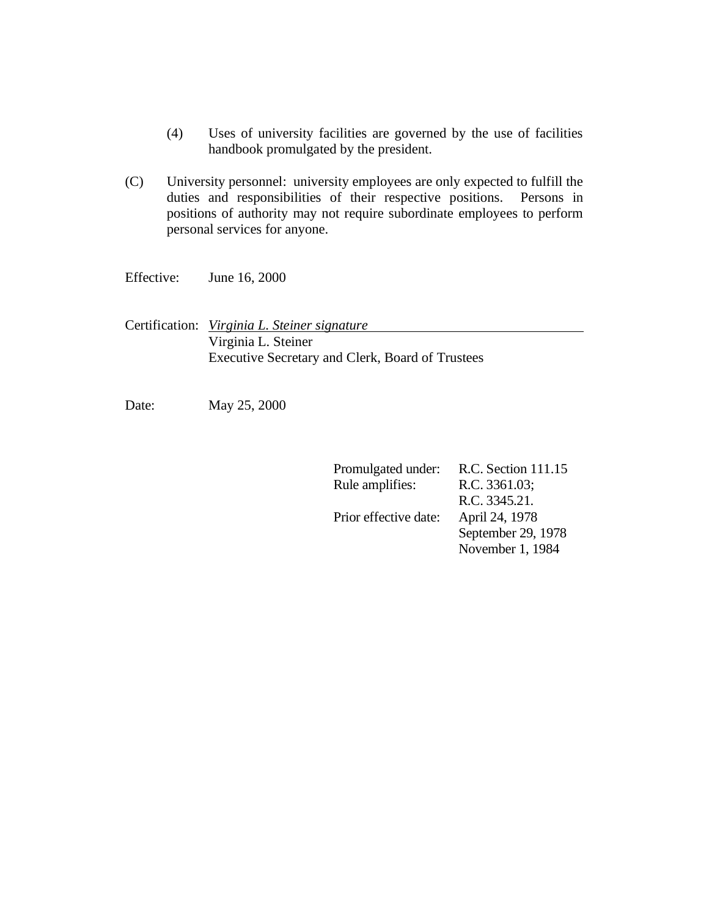(4) Uses of university facilities are governed by the use of facilities handbook promulgated by the president.

(C) University personnel: university employees are only expected to fulfill the duties and responsibilities of their respective positions. Persons in positions of authority may not require subordinate employees to perform personal services for anyone.

Effective: June 16, 2000

Certification: *Virginia L. Steiner signature*
Virginia L. Steiner
Executive Secretary and Clerk, Board of Trustees

Date: May 25, 2000

| | |
|---|---|
| Promulgated under: | R.C. Section 111.15 |
| Rule amplifies: | R.C. 3361.03; R.C. 3345.21. |
| Prior effective date: | April 24, 1978<br>September 29, 1978<br>November 1, 1984 |